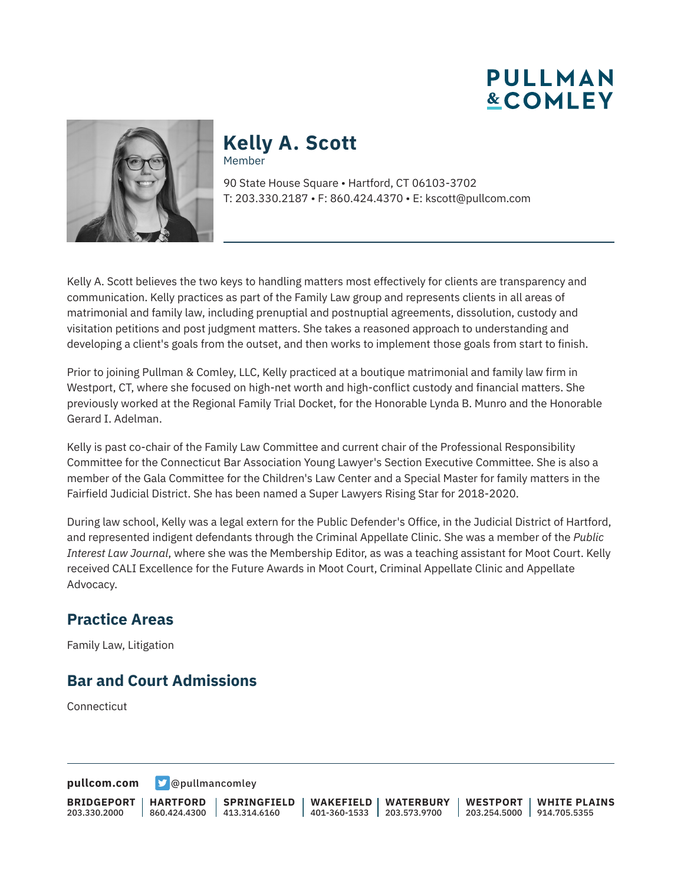PULLMAN & COMLEY

# Kelly A. Scott

Member

90 State House Square • Hartford, CT 06103-3702
T: 203.330.2187 • F: 860.424.4370 • E: kscott@pullcom.com

Kelly A. Scott believes the two keys to handling matters most effectively for clients are transparency and communication. Kelly practices as part of the Family Law group and represents clients in all areas of matrimonial and family law, including prenuptial and postnuptial agreements, dissolution, custody and visitation petitions and post judgment matters. She takes a reasoned approach to understanding and developing a client's goals from the outset, and then works to implement those goals from start to finish.

Prior to joining Pullman & Comley, LLC, Kelly practiced at a boutique matrimonial and family law firm in Westport, CT, where she focused on high-net worth and high-conflict custody and financial matters. She previously worked at the Regional Family Trial Docket, for the Honorable Lynda B. Munro and the Honorable Gerard I. Adelman.

Kelly is past co-chair of the Family Law Committee and current chair of the Professional Responsibility Committee for the Connecticut Bar Association Young Lawyer's Section Executive Committee. She is also a member of the Gala Committee for the Children's Law Center and a Special Master for family matters in the Fairfield Judicial District. She has been named a Super Lawyers Rising Star for 2018-2020.

During law school, Kelly was a legal extern for the Public Defender's Office, in the Judicial District of Hartford, and represented indigent defendants through the Criminal Appellate Clinic. She was a member of the *Public Interest Law Journal*, where she was the Membership Editor, as was a teaching assistant for Moot Court. Kelly received CALI Excellence for the Future Awards in Moot Court, Criminal Appellate Clinic and Appellate Advocacy.

## Practice Areas

Family Law, Litigation

## Bar and Court Admissions

Connecticut

**pullcom.com** @pullmancomley

**BRIDGEPORT** 203.330.2000 | **HARTFORD** 860.424.4300 | **SPRINGFIELD** 413.314.6160 | **WAKEFIELD** 401-360-1533 | **WATERBURY** 203.573.9700 | **WESTPORT** 203.254.5000 | **WHITE PLAINS** 914.705.5355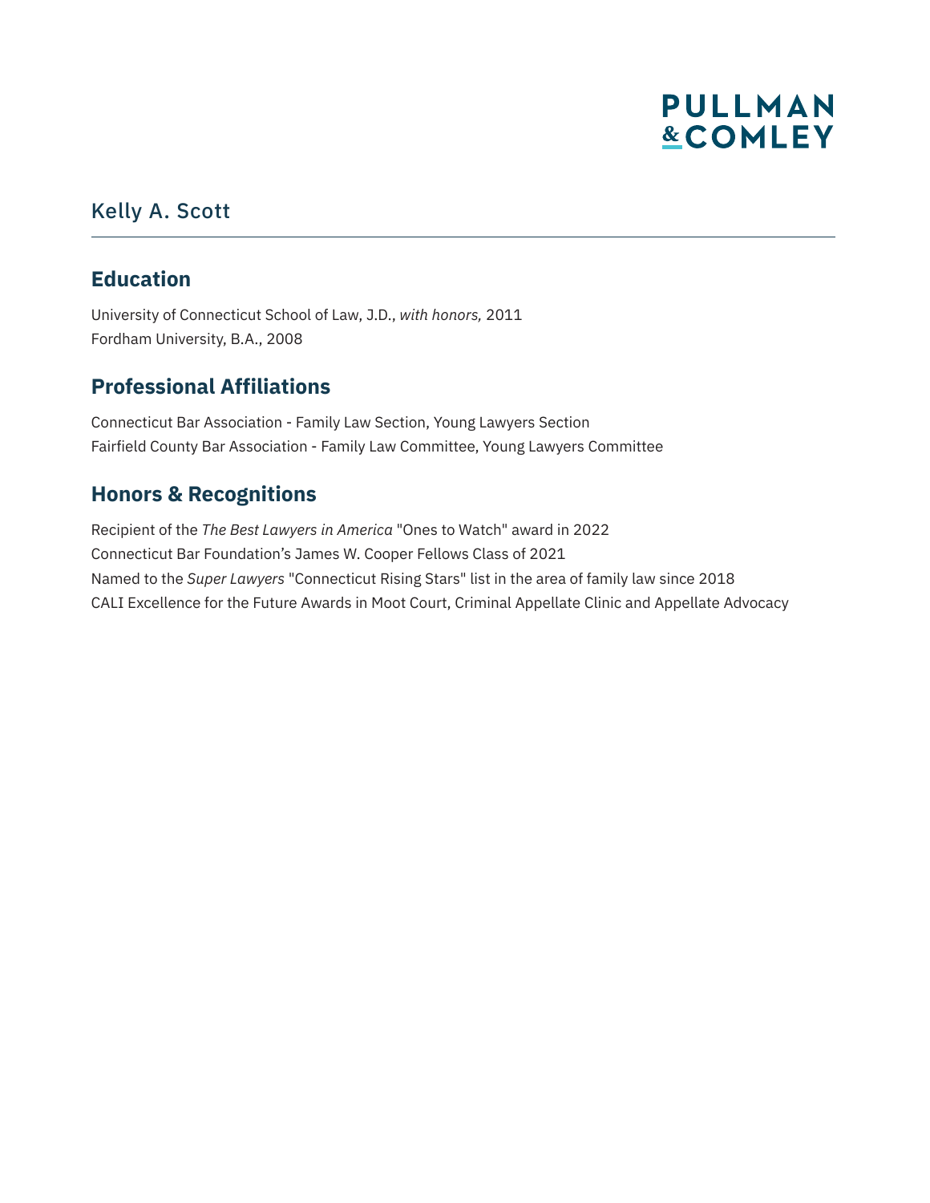# Kelly A. Scott

## Education

University of Connecticut School of Law, J.D., *with honors,* 2011
Fordham University, B.A., 2008

## Professional Affiliations

Connecticut Bar Association - Family Law Section, Young Lawyers Section
Fairfield County Bar Association - Family Law Committee, Young Lawyers Committee

## Honors & Recognitions

Recipient of the *The Best Lawyers in America* "Ones to Watch" award in 2022
Connecticut Bar Foundation's James W. Cooper Fellows Class of 2021
Named to the *Super Lawyers* "Connecticut Rising Stars" list in the area of family law since 2018
CALI Excellence for the Future Awards in Moot Court, Criminal Appellate Clinic and Appellate Advocacy